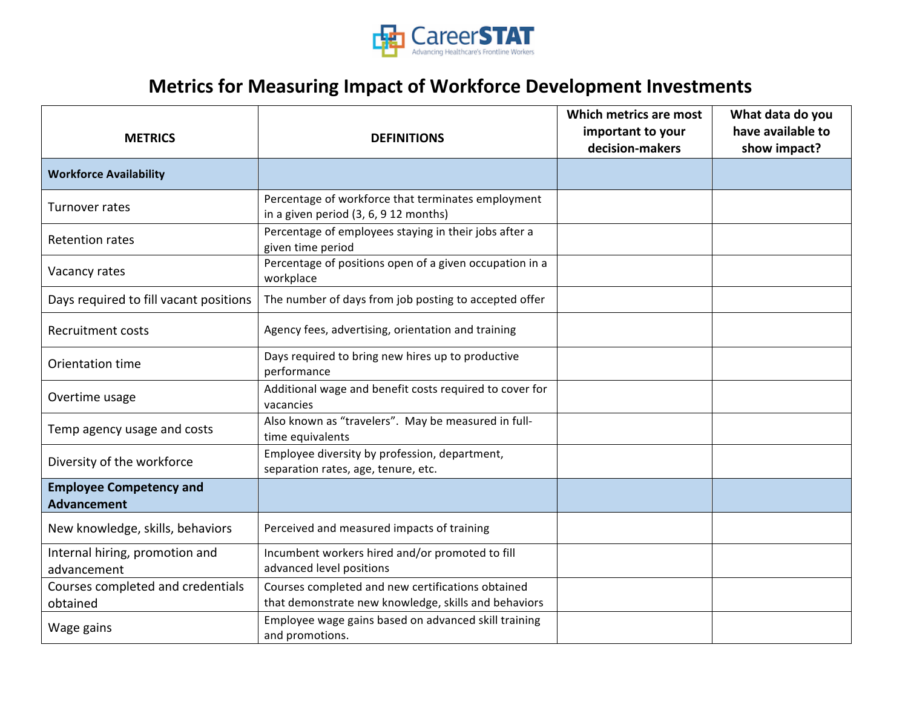CareerSTAT

Advancing Healthcare's Frontline Workers

# Metrics for Measuring Impact of Workforce Development Investments

| METRICS | DEFINITIONS | Which metrics are most important to your decision-makers | What data do you have available to show impact? |
|---|---|---|---|
| **Workforce Availability** | | | |
| Turnover rates | Percentage of workforce that terminates employment in a given period (3, 6, 9 12 months) | | |
| Retention rates | Percentage of employees staying in their jobs after a given time period | | |
| Vacancy rates | Percentage of positions open of a given occupation in a workplace | | |
| Days required to fill vacant positions | The number of days from job posting to accepted offer | | |
| Recruitment costs | Agency fees, advertising, orientation and training | | |
| Orientation time | Days required to bring new hires up to productive performance | | |
| Overtime usage | Additional wage and benefit costs required to cover for vacancies | | |
| Temp agency usage and costs | Also known as "travelers". May be measured in full-time equivalents | | |
| Diversity of the workforce | Employee diversity by profession, department, separation rates, age, tenure, etc. | | |
| **Employee Competency and Advancement** | | | |
| New knowledge, skills, behaviors | Perceived and measured impacts of training | | |
| Internal hiring, promotion and advancement | Incumbent workers hired and/or promoted to fill advanced level positions | | |
| Courses completed and credentials obtained | Courses completed and new certifications obtained that demonstrate new knowledge, skills and behaviors | | |
| Wage gains | Employee wage gains based on advanced skill training and promotions. | | |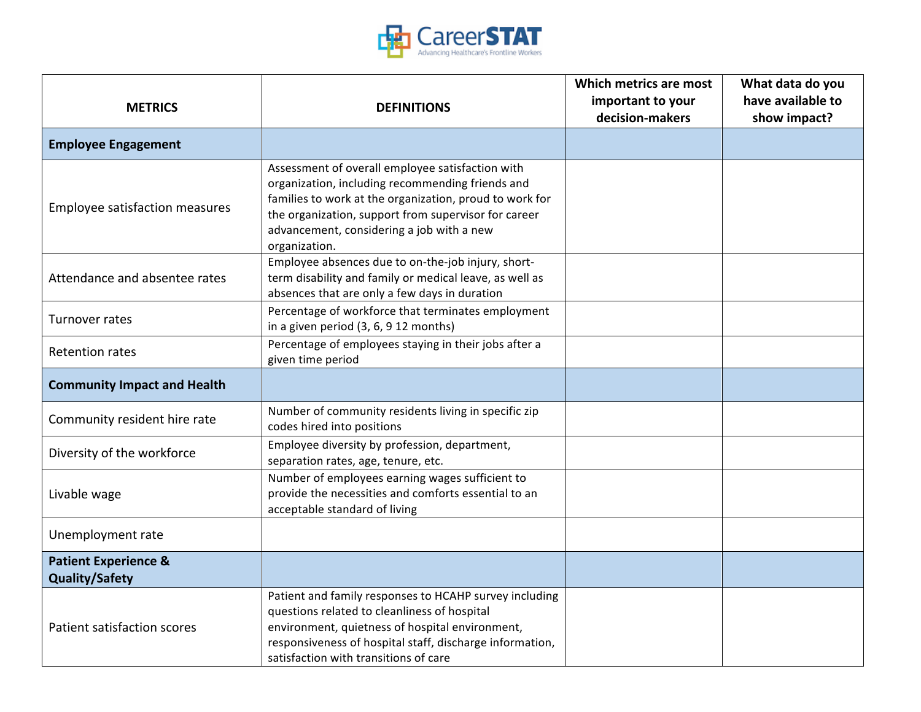| METRICS | DEFINITIONS | Which metrics are most important to your decision-makers | What data do you have available to show impact? |
|---|---|---|---|
| **Employee Engagement** | | | |
| Employee satisfaction measures | Assessment of overall employee satisfaction with organization, including recommending friends and families to work at the organization, proud to work for the organization, support from supervisor for career advancement, considering a job with a new organization. | | |
| Attendance and absentee rates | Employee absences due to on-the-job injury, short-term disability and family or medical leave, as well as absences that are only a few days in duration | | |
| Turnover rates | Percentage of workforce that terminates employment in a given period (3, 6, 9 12 months) | | |
| Retention rates | Percentage of employees staying in their jobs after a given time period | | |
| **Community Impact and Health** | | | |
| Community resident hire rate | Number of community residents living in specific zip codes hired into positions | | |
| Diversity of the workforce | Employee diversity by profession, department, separation rates, age, tenure, etc. | | |
| Livable wage | Number of employees earning wages sufficient to provide the necessities and comforts essential to an acceptable standard of living | | |
| Unemployment rate | | | |
| **Patient Experience & Quality/Safety** | | | |
| Patient satisfaction scores | Patient and family responses to HCAHP survey including questions related to cleanliness of hospital environment, quietness of hospital environment, responsiveness of hospital staff, discharge information, satisfaction with transitions of care | | |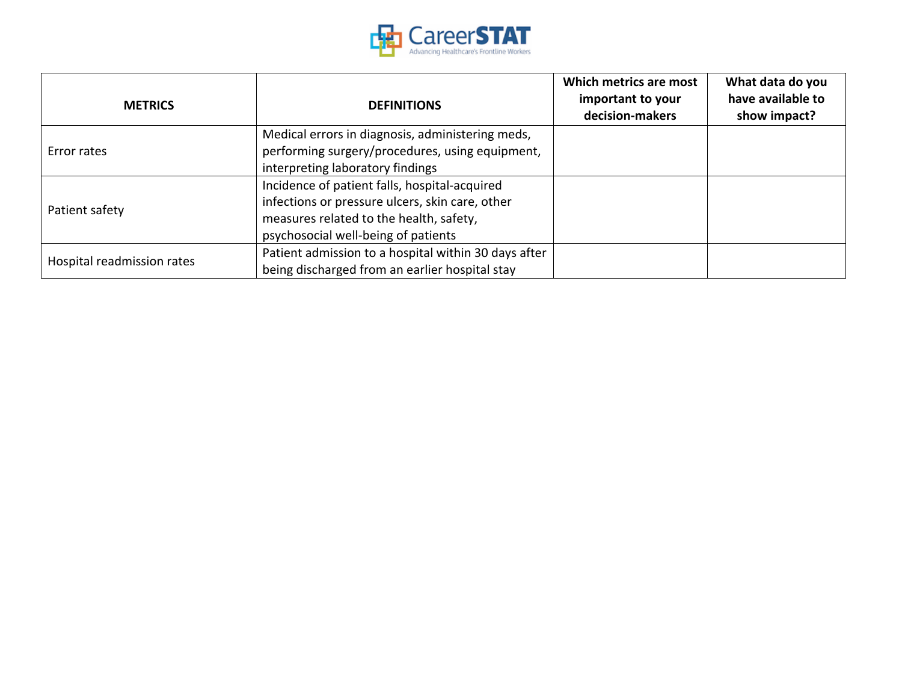| METRICS | DEFINITIONS | Which metrics are most important to your decision-makers | What data do you have available to show impact? |
|---|---|---|---|
| Error rates | Medical errors in diagnosis, administering meds, performing surgery/procedures, using equipment, interpreting laboratory findings | | |
| Patient safety | Incidence of patient falls, hospital-acquired infections or pressure ulcers, skin care, other measures related to the health, safety, psychosocial well-being of patients | | |
| Hospital readmission rates | Patient admission to a hospital within 30 days after being discharged from an earlier hospital stay | | |